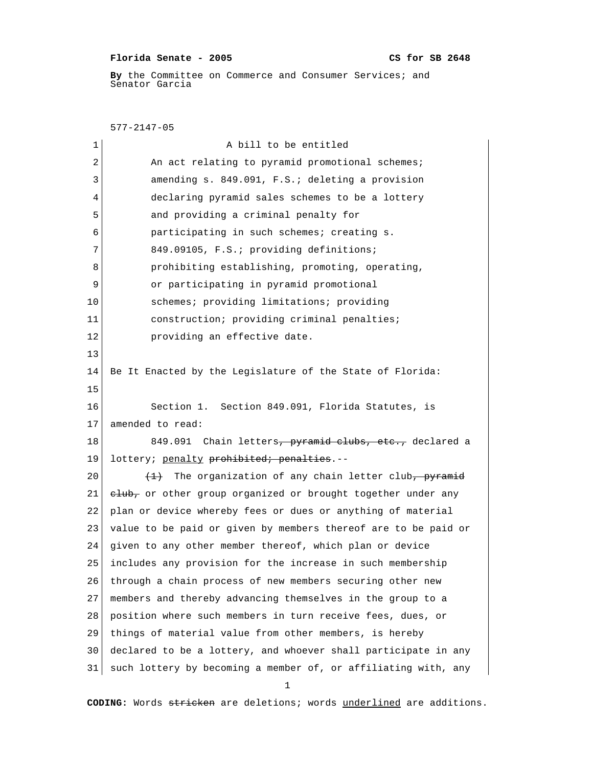**Florida Senate - 2005** **CS for SB 2648**

**By** the Committee on Commerce and Consumer Services; and Senator Garcia

577-2147-05

1 A bill to be entitled
2 An act relating to pyramid promotional schemes;
3 amending s. 849.091, F.S.; deleting a provision
4 declaring pyramid sales schemes to be a lottery
5 and providing a criminal penalty for
6 participating in such schemes; creating s.
7 849.09105, F.S.; providing definitions;
8 prohibiting establishing, promoting, operating,
9 or participating in pyramid promotional
10 schemes; providing limitations; providing
11 construction; providing criminal penalties;
12 providing an effective date.
13
14 Be It Enacted by the Legislature of the State of Florida:
15
16 Section 1. Section 849.091, Florida Statutes, is
17 amended to read:
18 849.091 Chain letters~~, pyramid clubs, etc.,~~ declared a
19 lottery; <u>penalty</u> ~~prohibited; penalties~~.--
20 ~~(1)~~ The organization of any chain letter club~~, pyramid~~
21 ~~club,~~ or other group organized or brought together under any
22 plan or device whereby fees or dues or anything of material
23 value to be paid or given by members thereof are to be paid or
24 given to any other member thereof, which plan or device
25 includes any provision for the increase in such membership
26 through a chain process of new members securing other new
27 members and thereby advancing themselves in the group to a
28 position where such members in turn receive fees, dues, or
29 things of material value from other members, is hereby
30 declared to be a lottery, and whoever shall participate in any
31 such lottery by becoming a member of, or affiliating with, any

**CODING:** Words ~~stricken~~ are deletions; words <u>underlined</u> are additions.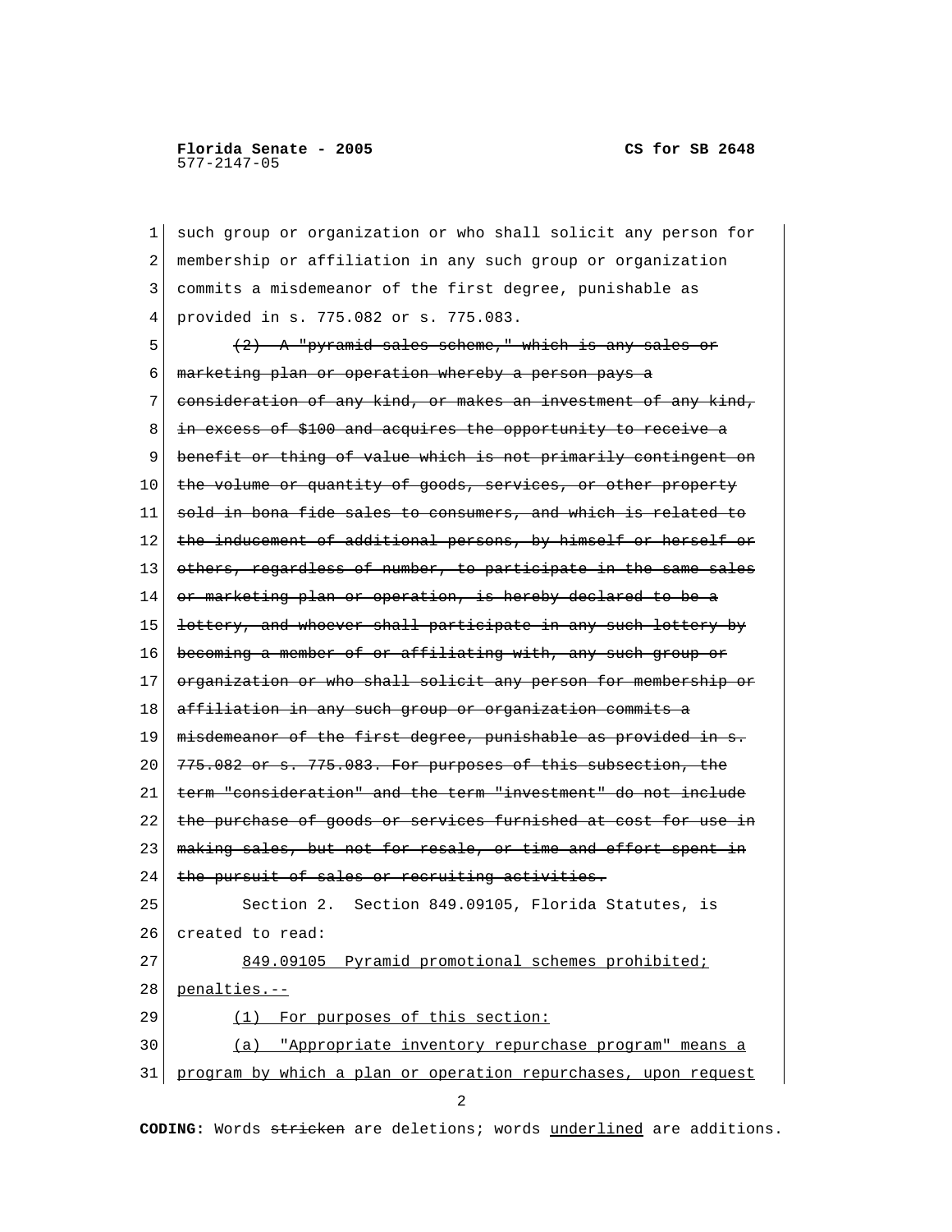such group or organization or who shall solicit any person for membership or affiliation in any such group or organization commits a misdemeanor of the first degree, punishable as provided in s. 775.082 or s. 775.083.

~~(2) A "pyramid sales scheme," which is any sales or marketing plan or operation whereby a person pays a consideration of any kind, or makes an investment of any kind, in excess of $100 and acquires the opportunity to receive a benefit or thing of value which is not primarily contingent on the volume or quantity of goods, services, or other property sold in bona fide sales to consumers, and which is related to the inducement of additional persons, by himself or herself or others, regardless of number, to participate in the same sales or marketing plan or operation, is hereby declared to be a lottery, and whoever shall participate in any such lottery by becoming a member of or affiliating with, any such group or organization or who shall solicit any person for membership or affiliation in any such group or organization commits a misdemeanor of the first degree, punishable as provided in s. 775.082 or s. 775.083. For purposes of this subsection, the term "consideration" and the term "investment" do not include the purchase of goods or services furnished at cost for use in making sales, but not for resale, or time and effort spent in the pursuit of sales or recruiting activities.~~

Section 2. Section 849.09105, Florida Statutes, is created to read:

<u>849.09105 Pyramid promotional schemes prohibited; penalties.--</u>

<u>(1) For purposes of this section:</u>

<u>(a) "Appropriate inventory repurchase program" means a program by which a plan or operation repurchases, upon request</u>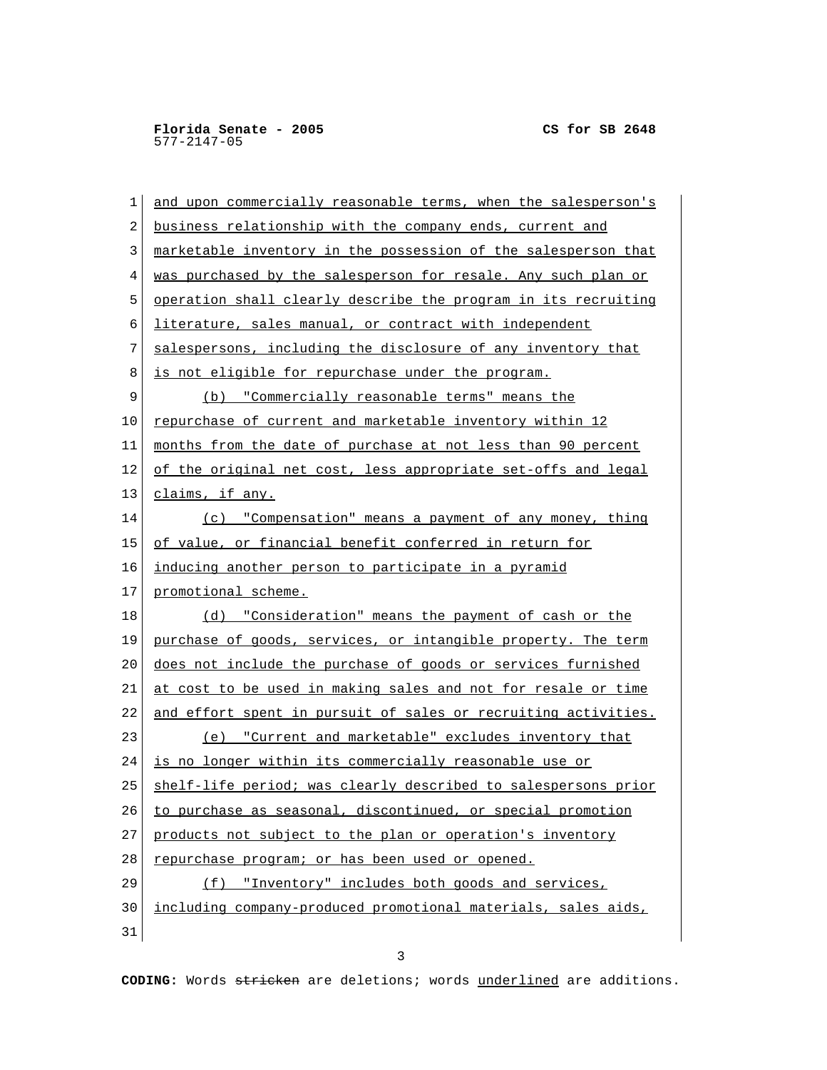and upon commercially reasonable terms, when the salesperson's business relationship with the company ends, current and marketable inventory in the possession of the salesperson that was purchased by the salesperson for resale. Any such plan or operation shall clearly describe the program in its recruiting literature, sales manual, or contract with independent salespersons, including the disclosure of any inventory that is not eligible for repurchase under the program.

(b) "Commercially reasonable terms" means the repurchase of current and marketable inventory within 12 months from the date of purchase at not less than 90 percent of the original net cost, less appropriate set-offs and legal claims, if any.

(c) "Compensation" means a payment of any money, thing of value, or financial benefit conferred in return for inducing another person to participate in a pyramid promotional scheme.

(d) "Consideration" means the payment of cash or the purchase of goods, services, or intangible property. The term does not include the purchase of goods or services furnished at cost to be used in making sales and not for resale or time and effort spent in pursuit of sales or recruiting activities.

(e) "Current and marketable" excludes inventory that is no longer within its commercially reasonable use or shelf-life period; was clearly described to salespersons prior to purchase as seasonal, discontinued, or special promotion products not subject to the plan or operation's inventory repurchase program; or has been used or opened.

(f) "Inventory" includes both goods and services, including company-produced promotional materials, sales aids,

CODING: Words ~~stricken~~ are deletions; words underlined are additions.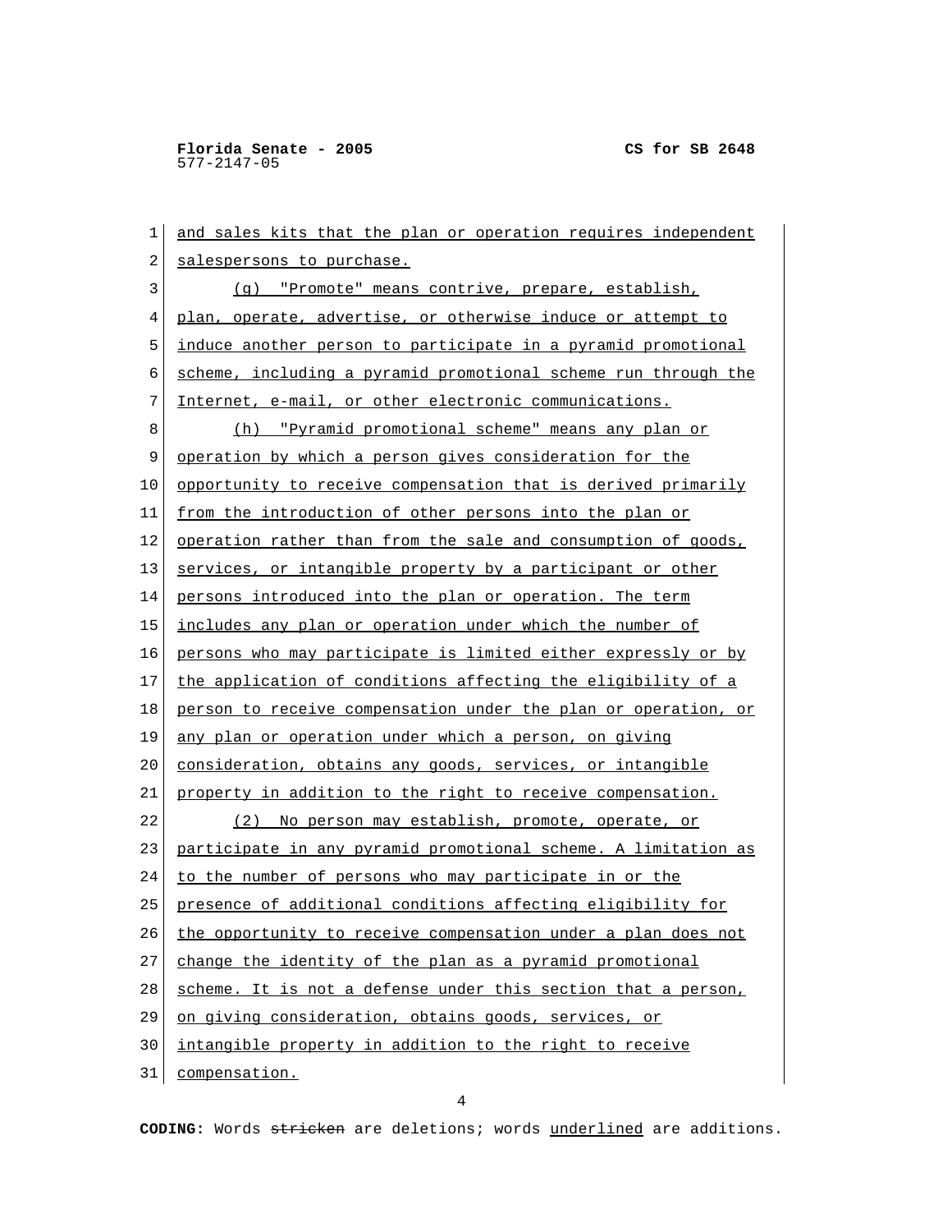and sales kits that the plan or operation requires independent salespersons to purchase.

(g) "Promote" means contrive, prepare, establish, plan, operate, advertise, or otherwise induce or attempt to induce another person to participate in a pyramid promotional scheme, including a pyramid promotional scheme run through the Internet, e-mail, or other electronic communications.

(h) "Pyramid promotional scheme" means any plan or operation by which a person gives consideration for the opportunity to receive compensation that is derived primarily from the introduction of other persons into the plan or operation rather than from the sale and consumption of goods, services, or intangible property by a participant or other persons introduced into the plan or operation. The term includes any plan or operation under which the number of persons who may participate is limited either expressly or by the application of conditions affecting the eligibility of a person to receive compensation under the plan or operation, or any plan or operation under which a person, on giving consideration, obtains any goods, services, or intangible property in addition to the right to receive compensation.

(2) No person may establish, promote, operate, or participate in any pyramid promotional scheme. A limitation as to the number of persons who may participate in or the presence of additional conditions affecting eligibility for the opportunity to receive compensation under a plan does not change the identity of the plan as a pyramid promotional scheme. It is not a defense under this section that a person, on giving consideration, obtains goods, services, or intangible property in addition to the right to receive compensation.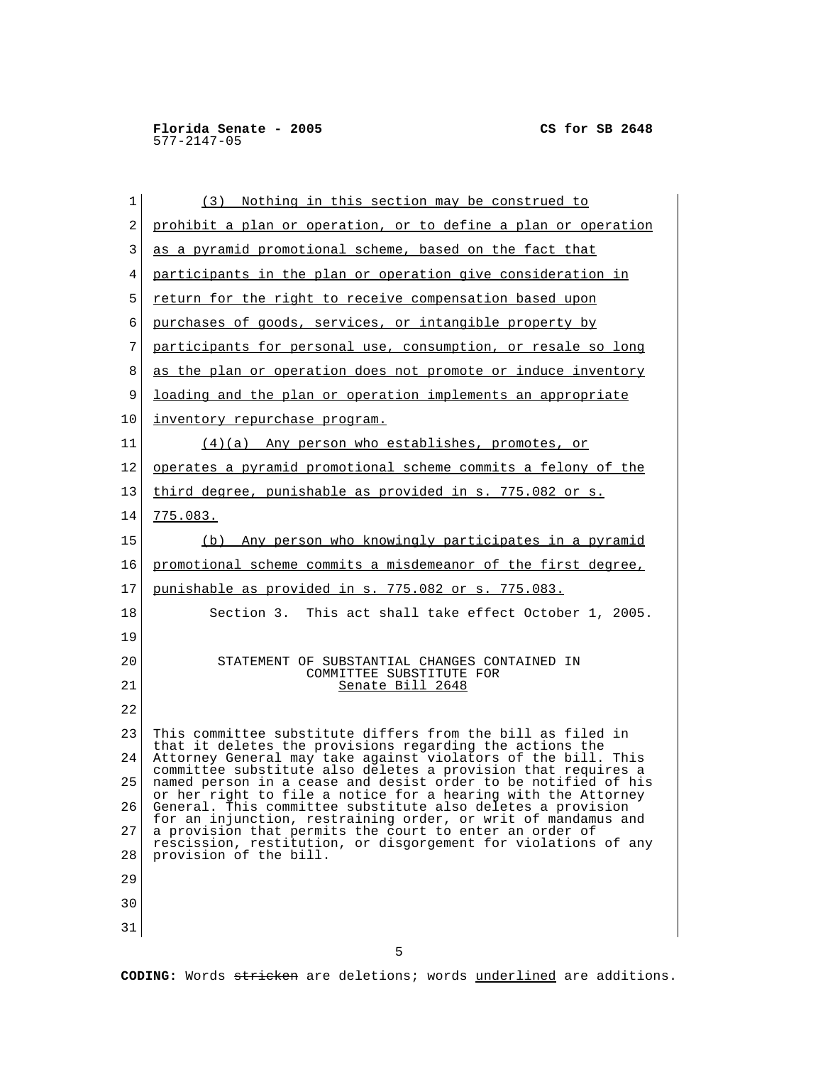(3) Nothing in this section may be construed to prohibit a plan or operation, or to define a plan or operation as a pyramid promotional scheme, based on the fact that participants in the plan or operation give consideration in return for the right to receive compensation based upon purchases of goods, services, or intangible property by participants for personal use, consumption, or resale so long as the plan or operation does not promote or induce inventory loading and the plan or operation implements an appropriate inventory repurchase program.

(4)(a) Any person who establishes, promotes, or operates a pyramid promotional scheme commits a felony of the third degree, punishable as provided in s. 775.082 or s. 775.083.

(b) Any person who knowingly participates in a pyramid promotional scheme commits a misdemeanor of the first degree, punishable as provided in s. 775.082 or s. 775.083.

Section 3. This act shall take effect October 1, 2005.

STATEMENT OF SUBSTANTIAL CHANGES CONTAINED IN COMMITTEE SUBSTITUTE FOR Senate Bill 2648

This committee substitute differs from the bill as filed in that it deletes the provisions regarding the actions the Attorney General may take against violators of the bill. This committee substitute also deletes a provision that requires a named person in a cease and desist order to be notified of his or her right to file a notice for a hearing with the Attorney General. This committee substitute also deletes a provision for an injunction, restraining order, or writ of mandamus and a provision that permits the court to enter an order of rescission, restitution, or disgorgement for violations of any provision of the bill.

**CODING:** Words ~~stricken~~ are deletions; words underlined are additions.